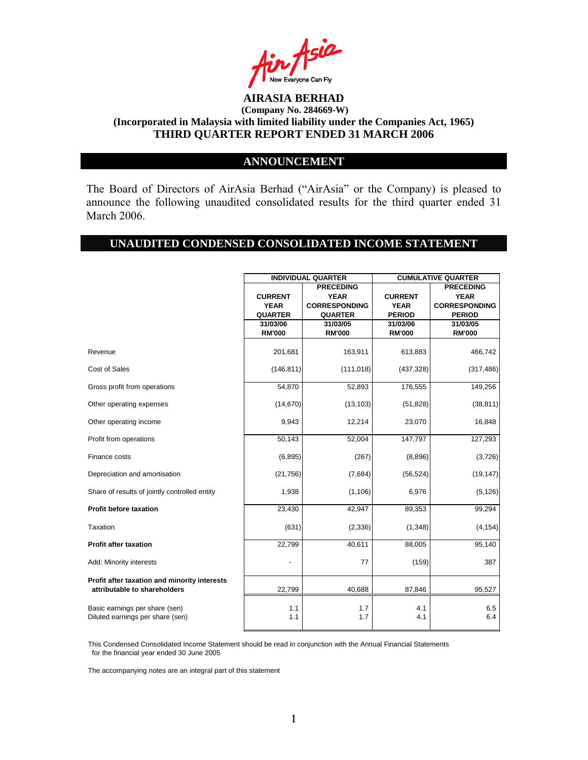# AIRASIA BERHAD

**(Company No. 284669-W)**

**(Incorporated in Malaysia with limited liability under the Companies Act, 1965)**

**THIRD QUARTER REPORT ENDED 31 MARCH 2006**

## ANNOUNCEMENT

The Board of Directors of AirAsia Berhad ("AirAsia" or the Company) is pleased to announce the following unaudited consolidated results for the third quarter ended 31 March 2006.

## UNAUDITED CONDENSED CONSOLIDATED INCOME STATEMENT

| | INDIVIDUAL QUARTER | | CUMULATIVE QUARTER | |
|---|---|---|---|---|
| | CURRENT YEAR QUARTER | PRECEDING YEAR CORRESPONDING QUARTER | CURRENT YEAR PERIOD | PRECEDING YEAR CORRESPONDING PERIOD |
| | 31/03/06 | 31/03/05 | 31/03/06 | 31/03/05 |
| | RM'000 | RM'000 | RM'000 | RM'000 |
| Revenue | 201,681 | 163,911 | 613,883 | 466,742 |
| Cost of Sales | (146,811) | (111,018) | (437,328) | (317,486) |
| Gross profit from operations | 54,870 | 52,893 | 176,555 | 149,256 |
| Other operating expenses | (14,670) | (13,103) | (51,828) | (38,811) |
| Other operating income | 9,943 | 12,214 | 23,070 | 16,848 |
| Profit from operations | 50,143 | 52,004 | 147,797 | 127,293 |
| Finance costs | (6,895) | (267) | (8,896) | (3,726) |
| Depreciation and amortisation | (21,756) | (7,684) | (56,524) | (19,147) |
| Share of results of jointly controlled entity | 1,938 | (1,106) | 6,976 | (5,126) |
| **Profit before taxation** | 23,430 | 42,947 | 89,353 | 99,294 |
| Taxation | (631) | (2,336) | (1,348) | (4,154) |
| **Profit after taxation** | 22,799 | 40,611 | 88,005 | 95,140 |
| Add: Minority interests | - | 77 | (159) | 387 |
| **Profit after taxation and minority interests attributable to shareholders** | 22,799 | 40,688 | 87,846 | 95,527 |
| Basic earnings per share (sen) | 1.1 | 1.7 | 4.1 | 6.5 |
| Diluted earnings per share (sen) | 1.1 | 1.7 | 4.1 | 6.4 |

This Condensed Consolidated Income Statement should be read in conjunction with the Annual Financial Statements for the financial year ended 30 June 2005

The accompanying notes are an integral part of this statement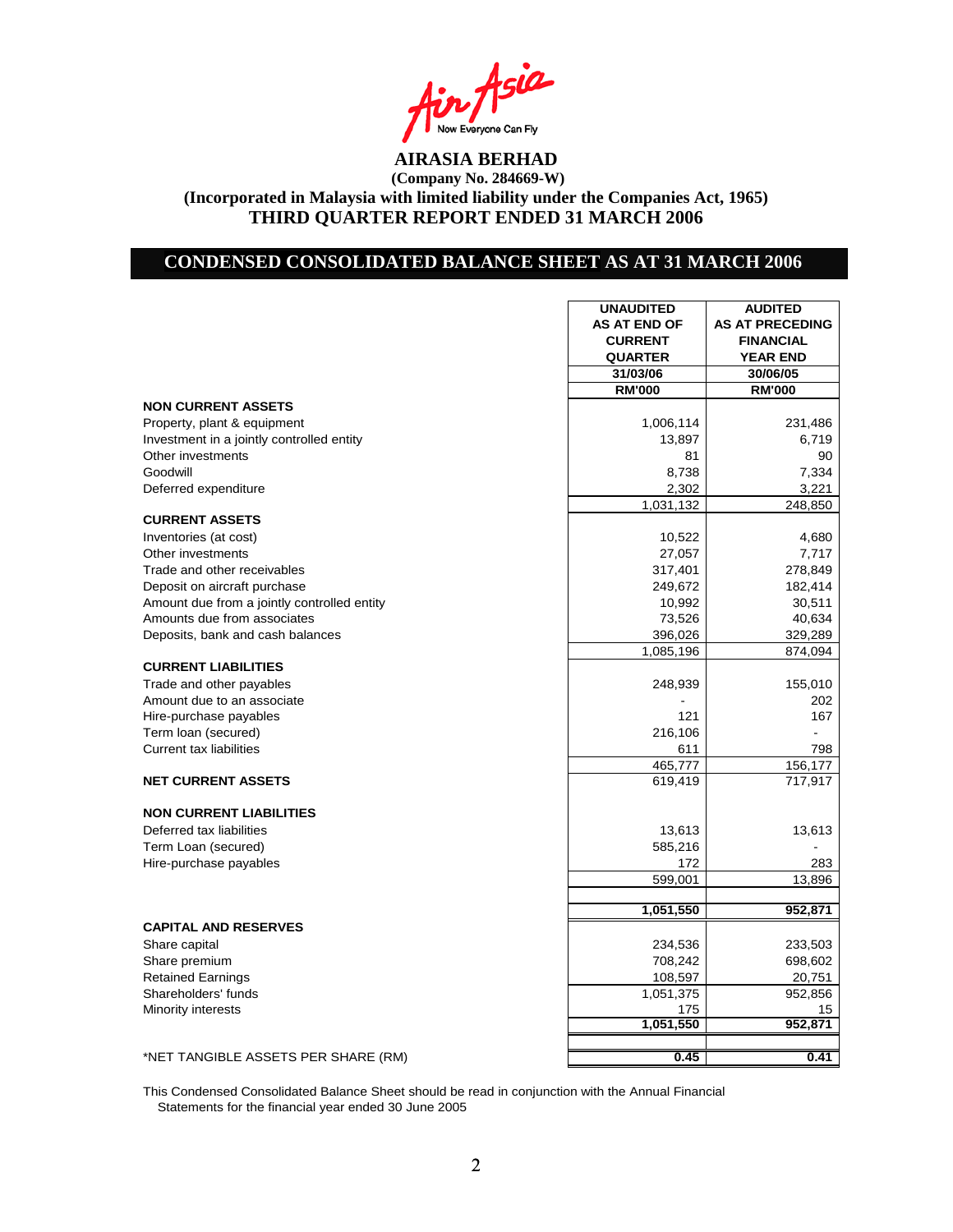# AIRASIA BERHAD

**(Company No. 284669-W)**

**(Incorporated in Malaysia with limited liability under the Companies Act, 1965)**

**THIRD QUARTER REPORT ENDED 31 MARCH 2006**

## CONDENSED CONSOLIDATED BALANCE SHEET AS AT 31 MARCH 2006

| | UNAUDITED AS AT END OF CURRENT QUARTER | AUDITED AS AT PRECEDING FINANCIAL YEAR END |
|---|---|---|
| | 31/03/06 | 30/06/05 |
| | RM'000 | RM'000 |
| **NON CURRENT ASSETS** | | |
| Property, plant & equipment | 1,006,114 | 231,486 |
| Investment in a jointly controlled entity | 13,897 | 6,719 |
| Other investments | 81 | 90 |
| Goodwill | 8,738 | 7,334 |
| Deferred expenditure | 2,302 | 3,221 |
| | 1,031,132 | 248,850 |
| **CURRENT ASSETS** | | |
| Inventories (at cost) | 10,522 | 4,680 |
| Other investments | 27,057 | 7,717 |
| Trade and other receivables | 317,401 | 278,849 |
| Deposit on aircraft purchase | 249,672 | 182,414 |
| Amount due from a jointly controlled entity | 10,992 | 30,511 |
| Amounts due from associates | 73,526 | 40,634 |
| Deposits, bank and cash balances | 396,026 | 329,289 |
| | 1,085,196 | 874,094 |
| **CURRENT LIABILITIES** | | |
| Trade and other payables | 248,939 | 155,010 |
| Amount due to an associate | - | 202 |
| Hire-purchase payables | 121 | 167 |
| Term loan (secured) | 216,106 | - |
| Current tax liabilities | 611 | 798 |
| | 465,777 | 156,177 |
| **NET CURRENT ASSETS** | 619,419 | 717,917 |
| **NON CURRENT LIABILITIES** | | |
| Deferred tax liabilities | 13,613 | 13,613 |
| Term Loan (secured) | 585,216 | - |
| Hire-purchase payables | 172 | 283 |
| | 599,001 | 13,896 |
| | **1,051,550** | **952,871** |
| **CAPITAL AND RESERVES** | | |
| Share capital | 234,536 | 233,503 |
| Share premium | 708,242 | 698,602 |
| Retained Earnings | 108,597 | 20,751 |
| Shareholders' funds | 1,051,375 | 952,856 |
| Minority interests | 175 | 15 |
| | **1,051,550** | **952,871** |
| *NET TANGIBLE ASSETS PER SHARE (RM) | **0.45** | **0.41** |

This Condensed Consolidated Balance Sheet should be read in conjunction with the Annual Financial Statements for the financial year ended 30 June 2005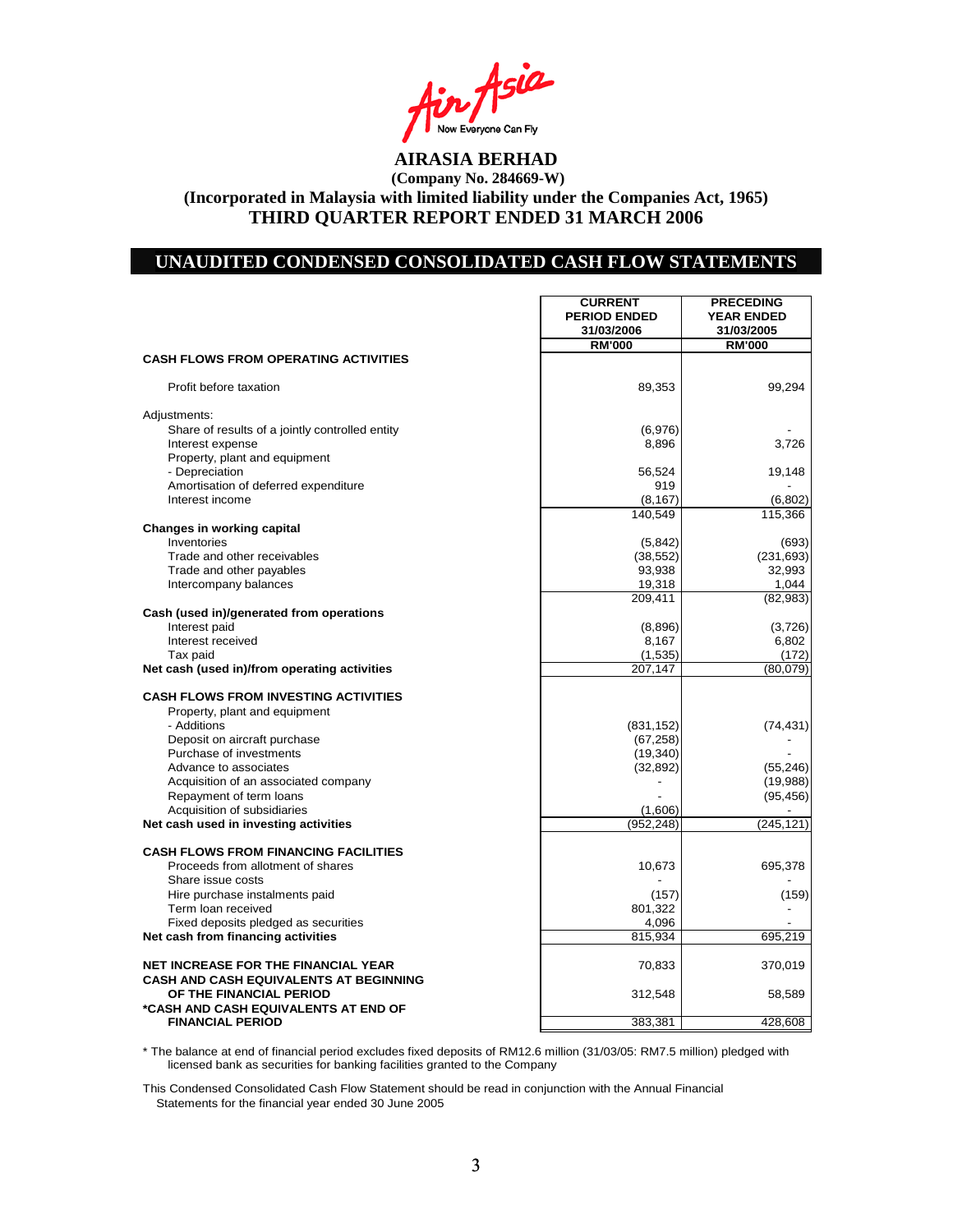# AIRASIA BERHAD

**(Company No. 284669-W)**

**(Incorporated in Malaysia with limited liability under the Companies Act, 1965)**

**THIRD QUARTER REPORT ENDED 31 MARCH 2006**

## UNAUDITED CONDENSED CONSOLIDATED CASH FLOW STATEMENTS

| | CURRENT PERIOD ENDED 31/03/2006 RM'000 | PRECEDING YEAR ENDED 31/03/2005 RM'000 |
|---|---|---|
| **CASH FLOWS FROM OPERATING ACTIVITIES** | | |
| Profit before taxation | 89,353 | 99,294 |
| Adjustments: | | |
| Share of results of a jointly controlled entity | (6,976) | - |
| Interest expense | 8,896 | 3,726 |
| Property, plant and equipment | | |
| - Depreciation | 56,524 | 19,148 |
| Amortisation of deferred expenditure | 919 | - |
| Interest income | (8,167) | (6,802) |
| | 140,549 | 115,366 |
| **Changes in working capital** | | |
| Inventories | (5,842) | (693) |
| Trade and other receivables | (38,552) | (231,693) |
| Trade and other payables | 93,938 | 32,993 |
| Intercompany balances | 19,318 | 1,044 |
| | 209,411 | (82,983) |
| **Cash (used in)/generated from operations** | | |
| Interest paid | (8,896) | (3,726) |
| Interest received | 8,167 | 6,802 |
| Tax paid | (1,535) | (172) |
| **Net cash (used in)/from operating activities** | 207,147 | (80,079) |
| **CASH FLOWS FROM INVESTING ACTIVITIES** | | |
| Property, plant and equipment | | |
| - Additions | (831,152) | (74,431) |
| Deposit on aircraft purchase | (67,258) | - |
| Purchase of investments | (19,340) | - |
| Advance to associates | (32,892) | (55,246) |
| Acquisition of an associated company | - | (19,988) |
| Repayment of term loans | - | (95,456) |
| Acquisition of subsidiaries | (1,606) | - |
| **Net cash used in investing activities** | (952,248) | (245,121) |
| **CASH FLOWS FROM FINANCING FACILITIES** | | |
| Proceeds from allotment of shares | 10,673 | 695,378 |
| Share issue costs | - | - |
| Hire purchase instalments paid | (157) | (159) |
| Term loan received | 801,322 | - |
| Fixed deposits pledged as securities | 4,096 | - |
| **Net cash from financing activities** | 815,934 | 695,219 |
| **NET INCREASE FOR THE FINANCIAL YEAR** | 70,833 | 370,019 |
| **CASH AND CASH EQUIVALENTS AT BEGINNING OF THE FINANCIAL PERIOD** | 312,548 | 58,589 |
| **\*CASH AND CASH EQUIVALENTS AT END OF FINANCIAL PERIOD** | 383,381 | 428,608 |

\* The balance at end of financial period excludes fixed deposits of RM12.6 million (31/03/05: RM7.5 million) pledged with licensed bank as securities for banking facilities granted to the Company

This Condensed Consolidated Cash Flow Statement should be read in conjunction with the Annual Financial Statements for the financial year ended 30 June 2005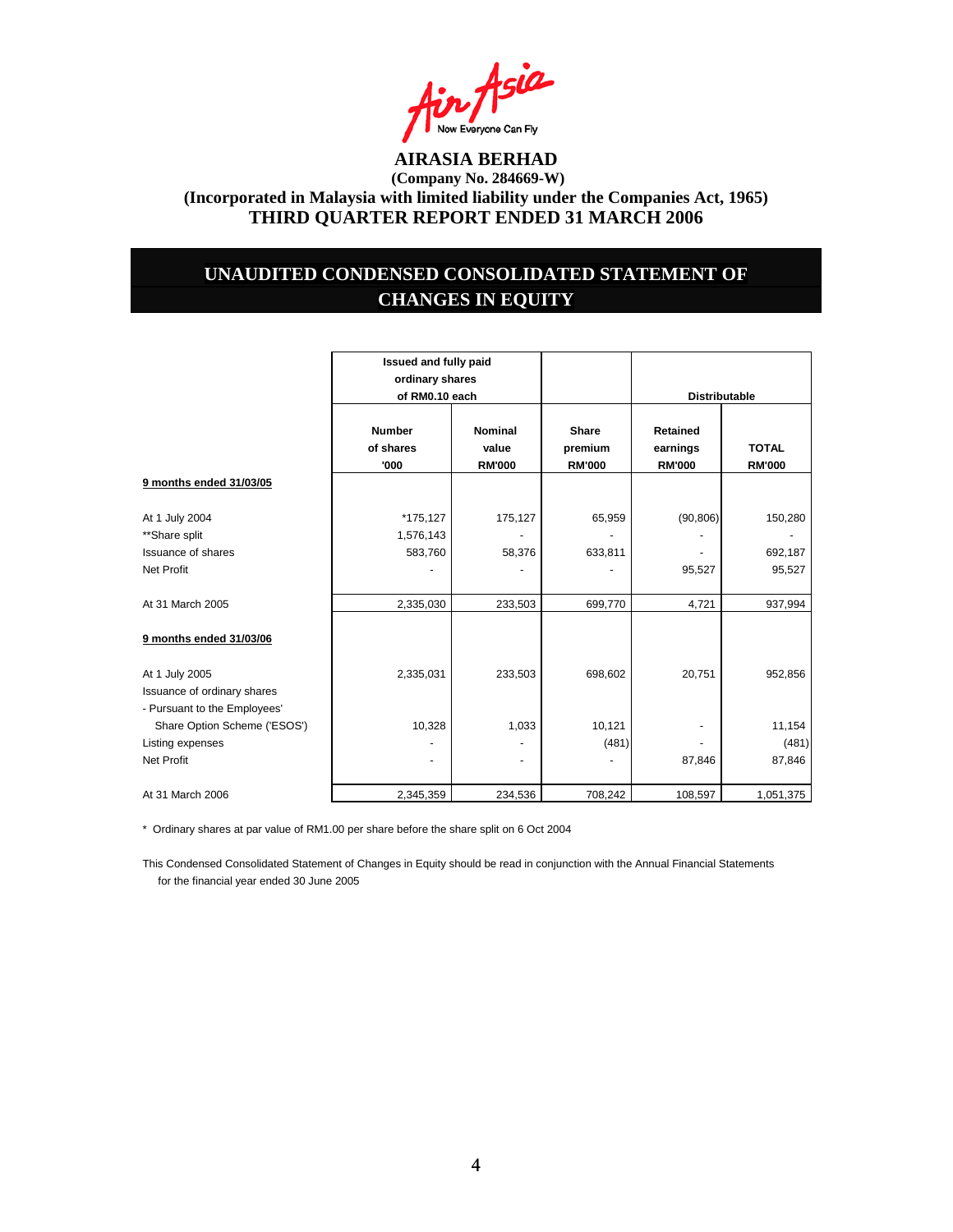**AIRASIA BERHAD**

**(Company No. 284669-W)**

**(Incorporated in Malaysia with limited liability under the Companies Act, 1965)**

**THIRD QUARTER REPORT ENDED 31 MARCH 2006**

## UNAUDITED CONDENSED CONSOLIDATED STATEMENT OF CHANGES IN EQUITY

| | Issued and fully paid ordinary shares of RM0.10 each | | | Distributable | |
|---|---|---|---|---|---|
| | Number of shares '000 | Nominal value RM'000 | Share premium RM'000 | Retained earnings RM'000 | TOTAL RM'000 |
| **9 months ended 31/03/05** | | | | | |
| At 1 July 2004 | *175,127 | 175,127 | 65,959 | (90,806) | 150,280 |
| **Share split | 1,576,143 | - | - | - | - |
| Issuance of shares | 583,760 | 58,376 | 633,811 | - | 692,187 |
| Net Profit | - | - | - | 95,527 | 95,527 |
| At 31 March 2005 | 2,335,030 | 233,503 | 699,770 | 4,721 | 937,994 |
| **9 months ended 31/03/06** | | | | | |
| At 1 July 2005 | 2,335,031 | 233,503 | 698,602 | 20,751 | 952,856 |
| Issuance of ordinary shares | | | | | |
| - Pursuant to the Employees' Share Option Scheme ('ESOS') | 10,328 | 1,033 | 10,121 | - | 11,154 |
| Listing expenses | - | - | (481) | - | (481) |
| Net Profit | - | - | - | 87,846 | 87,846 |
| At 31 March 2006 | 2,345,359 | 234,536 | 708,242 | 108,597 | 1,051,375 |

\* Ordinary shares at par value of RM1.00 per share before the share split on 6 Oct 2004

This Condensed Consolidated Statement of Changes in Equity should be read in conjunction with the Annual Financial Statements for the financial year ended 30 June 2005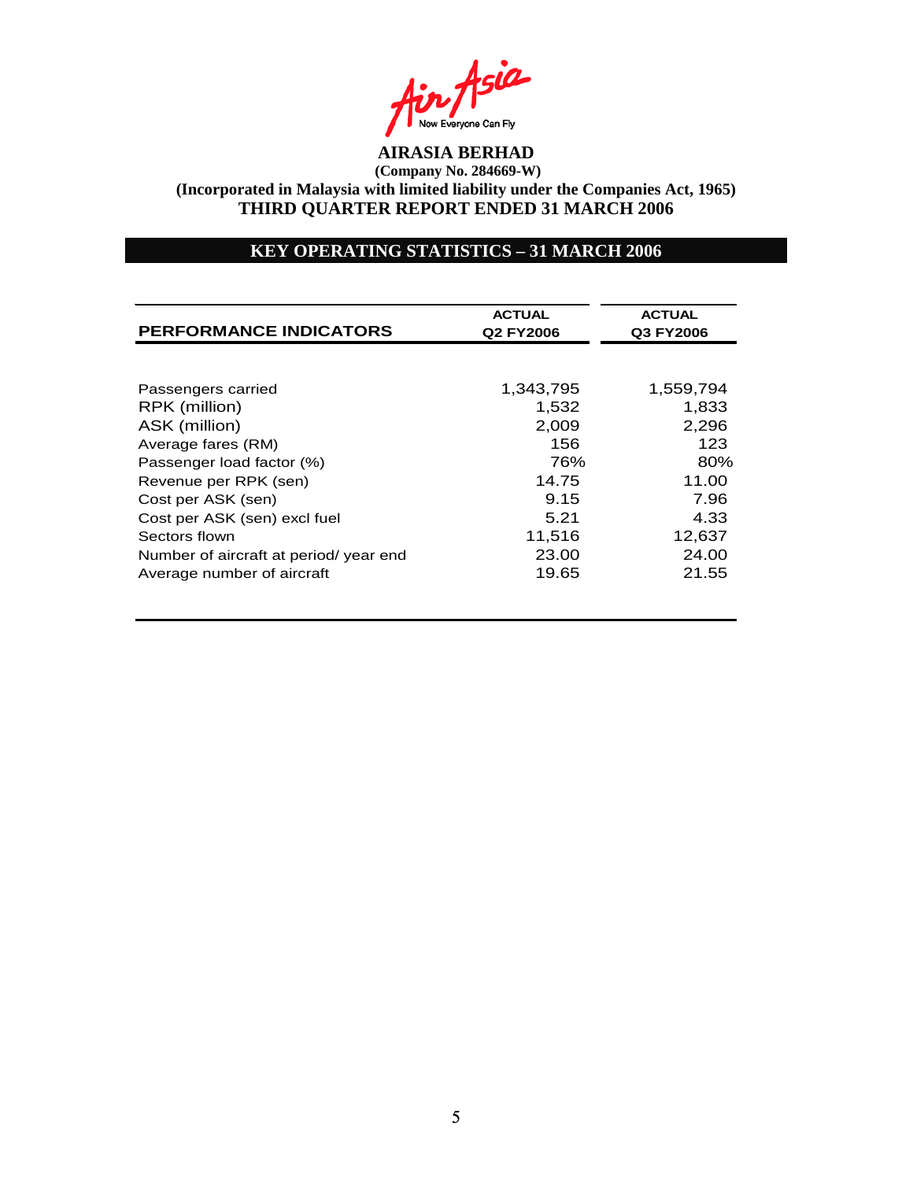**AIRASIA BERHAD**
**(Company No. 284669-W)**
**(Incorporated in Malaysia with limited liability under the Companies Act, 1965)**
**THIRD QUARTER REPORT ENDED 31 MARCH 2006**

## KEY OPERATING STATISTICS – 31 MARCH 2006

| PERFORMANCE INDICATORS | ACTUAL Q2 FY2006 | ACTUAL Q3 FY2006 |
|---|---|---|
| Passengers carried | 1,343,795 | 1,559,794 |
| RPK (million) | 1,532 | 1,833 |
| ASK (million) | 2,009 | 2,296 |
| Average fares (RM) | 156 | 123 |
| Passenger load factor (%) | 76% | 80% |
| Revenue per RPK (sen) | 14.75 | 11.00 |
| Cost per ASK (sen) | 9.15 | 7.96 |
| Cost per ASK (sen) excl fuel | 5.21 | 4.33 |
| Sectors flown | 11,516 | 12,637 |
| Number of aircraft at period/ year end | 23.00 | 24.00 |
| Average number of aircraft | 19.65 | 21.55 |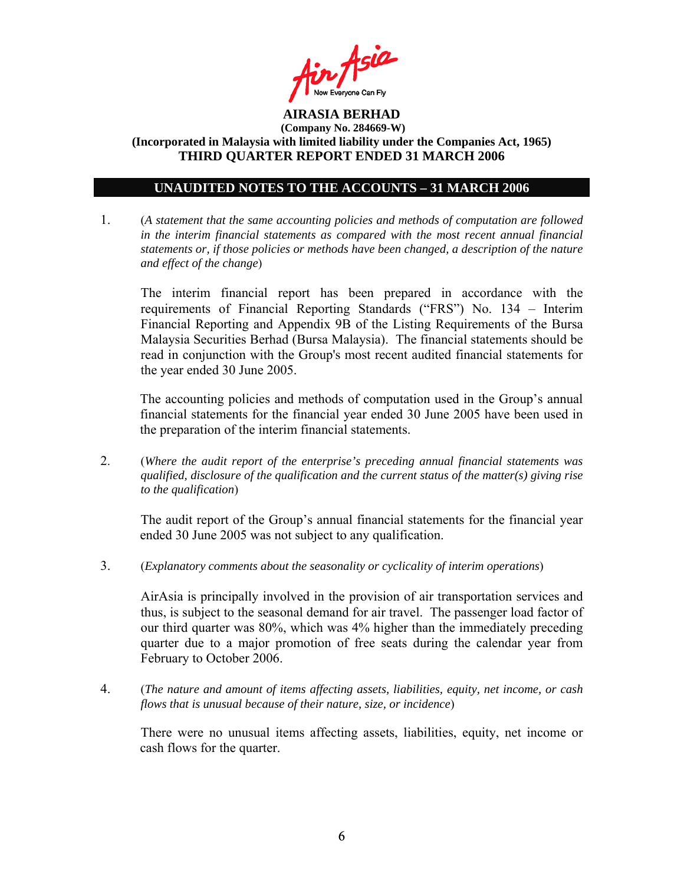**AIRASIA BERHAD**
**(Company No. 284669-W)**
**(Incorporated in Malaysia with limited liability under the Companies Act, 1965)**
**THIRD QUARTER REPORT ENDED 31 MARCH 2006**

## UNAUDITED NOTES TO THE ACCOUNTS – 31 MARCH 2006

1. (*A statement that the same accounting policies and methods of computation are followed in the interim financial statements as compared with the most recent annual financial statements or, if those policies or methods have been changed, a description of the nature and effect of the change*)

   The interim financial report has been prepared in accordance with the requirements of Financial Reporting Standards ("FRS") No. 134 – Interim Financial Reporting and Appendix 9B of the Listing Requirements of the Bursa Malaysia Securities Berhad (Bursa Malaysia). The financial statements should be read in conjunction with the Group's most recent audited financial statements for the year ended 30 June 2005.

   The accounting policies and methods of computation used in the Group's annual financial statements for the financial year ended 30 June 2005 have been used in the preparation of the interim financial statements.

2. (*Where the audit report of the enterprise's preceding annual financial statements was qualified, disclosure of the qualification and the current status of the matter(s) giving rise to the qualification*)

   The audit report of the Group's annual financial statements for the financial year ended 30 June 2005 was not subject to any qualification.

3. (*Explanatory comments about the seasonality or cyclicality of interim operations*)

   AirAsia is principally involved in the provision of air transportation services and thus, is subject to the seasonal demand for air travel. The passenger load factor of our third quarter was 80%, which was 4% higher than the immediately preceding quarter due to a major promotion of free seats during the calendar year from February to October 2006.

4. (*The nature and amount of items affecting assets, liabilities, equity, net income, or cash flows that is unusual because of their nature, size, or incidence*)

   There were no unusual items affecting assets, liabilities, equity, net income or cash flows for the quarter.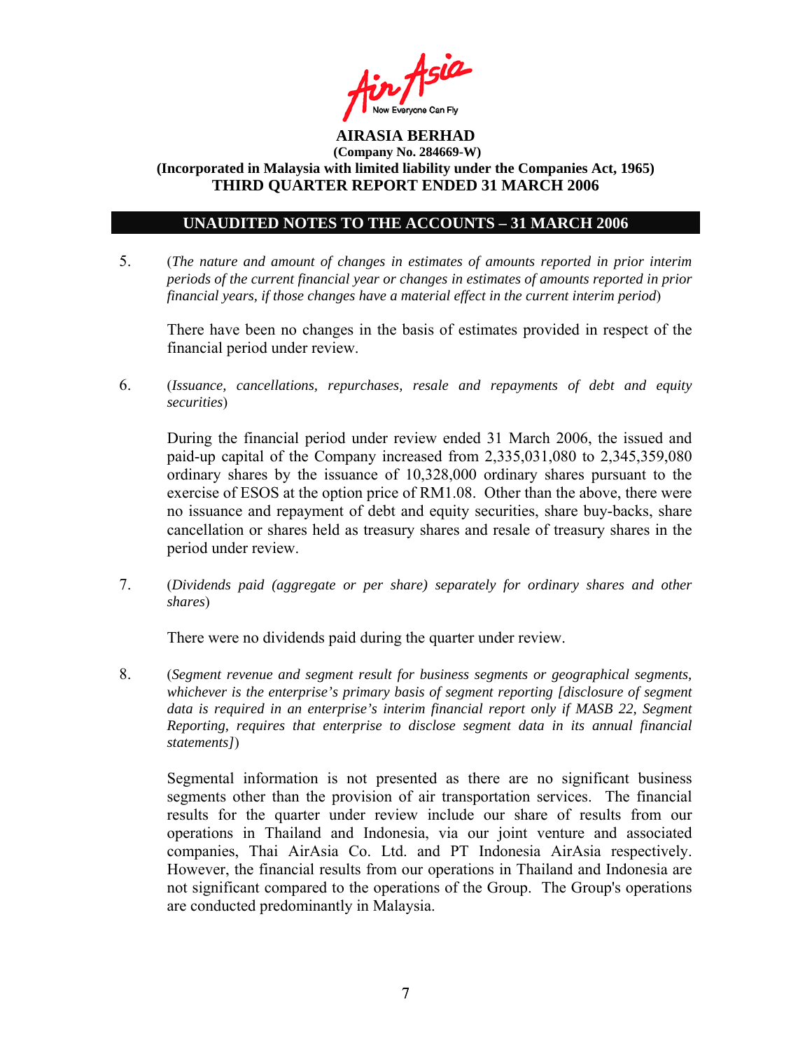**AIRASIA BERHAD**
**(Company No. 284669-W)**
**(Incorporated in Malaysia with limited liability under the Companies Act, 1965)**
**THIRD QUARTER REPORT ENDED 31 MARCH 2006**

## UNAUDITED NOTES TO THE ACCOUNTS – 31 MARCH 2006

5. (*The nature and amount of changes in estimates of amounts reported in prior interim periods of the current financial year or changes in estimates of amounts reported in prior financial years, if those changes have a material effect in the current interim period*)

   There have been no changes in the basis of estimates provided in respect of the financial period under review.

6. (*Issuance, cancellations, repurchases, resale and repayments of debt and equity securities*)

   During the financial period under review ended 31 March 2006, the issued and paid-up capital of the Company increased from 2,335,031,080 to 2,345,359,080 ordinary shares by the issuance of 10,328,000 ordinary shares pursuant to the exercise of ESOS at the option price of RM1.08. Other than the above, there were no issuance and repayment of debt and equity securities, share buy-backs, share cancellation or shares held as treasury shares and resale of treasury shares in the period under review.

7. (*Dividends paid (aggregate or per share) separately for ordinary shares and other shares*)

   There were no dividends paid during the quarter under review.

8. (*Segment revenue and segment result for business segments or geographical segments, whichever is the enterprise's primary basis of segment reporting [disclosure of segment data is required in an enterprise's interim financial report only if MASB 22, Segment Reporting, requires that enterprise to disclose segment data in its annual financial statements]*)

   Segmental information is not presented as there are no significant business segments other than the provision of air transportation services. The financial results for the quarter under review include our share of results from our operations in Thailand and Indonesia, via our joint venture and associated companies, Thai AirAsia Co. Ltd. and PT Indonesia AirAsia respectively. However, the financial results from our operations in Thailand and Indonesia are not significant compared to the operations of the Group. The Group's operations are conducted predominantly in Malaysia.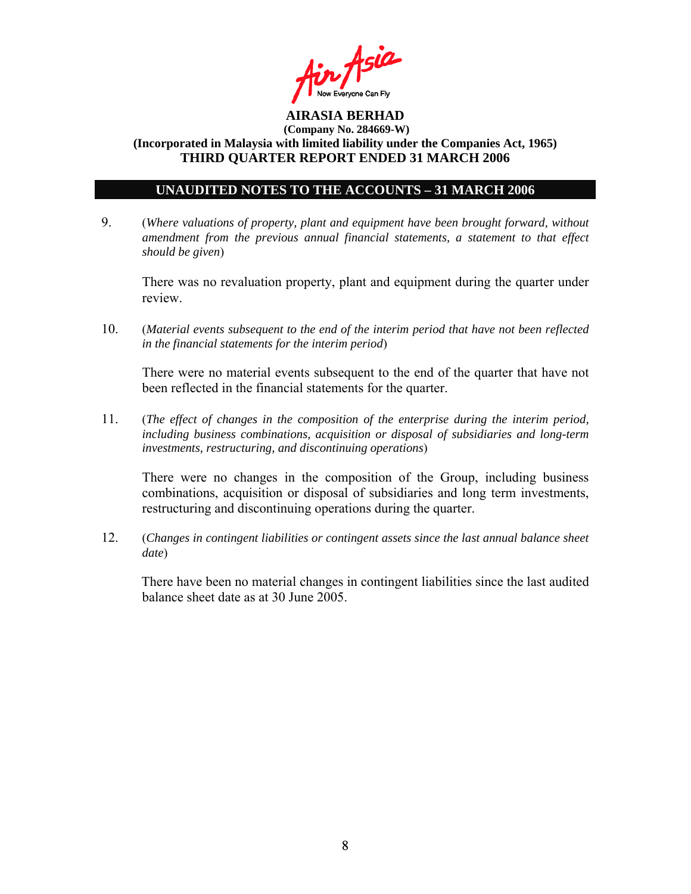**AIRASIA BERHAD**
**(Company No. 284669-W)**
**(Incorporated in Malaysia with limited liability under the Companies Act, 1965)**
**THIRD QUARTER REPORT ENDED 31 MARCH 2006**

## UNAUDITED NOTES TO THE ACCOUNTS – 31 MARCH 2006

9. (*Where valuations of property, plant and equipment have been brought forward, without amendment from the previous annual financial statements, a statement to that effect should be given*)

   There was no revaluation property, plant and equipment during the quarter under review.

10. (*Material events subsequent to the end of the interim period that have not been reflected in the financial statements for the interim period*)

    There were no material events subsequent to the end of the quarter that have not been reflected in the financial statements for the quarter.

11. (*The effect of changes in the composition of the enterprise during the interim period, including business combinations, acquisition or disposal of subsidiaries and long-term investments, restructuring, and discontinuing operations*)

    There were no changes in the composition of the Group, including business combinations, acquisition or disposal of subsidiaries and long term investments, restructuring and discontinuing operations during the quarter.

12. (*Changes in contingent liabilities or contingent assets since the last annual balance sheet date*)

    There have been no material changes in contingent liabilities since the last audited balance sheet date as at 30 June 2005.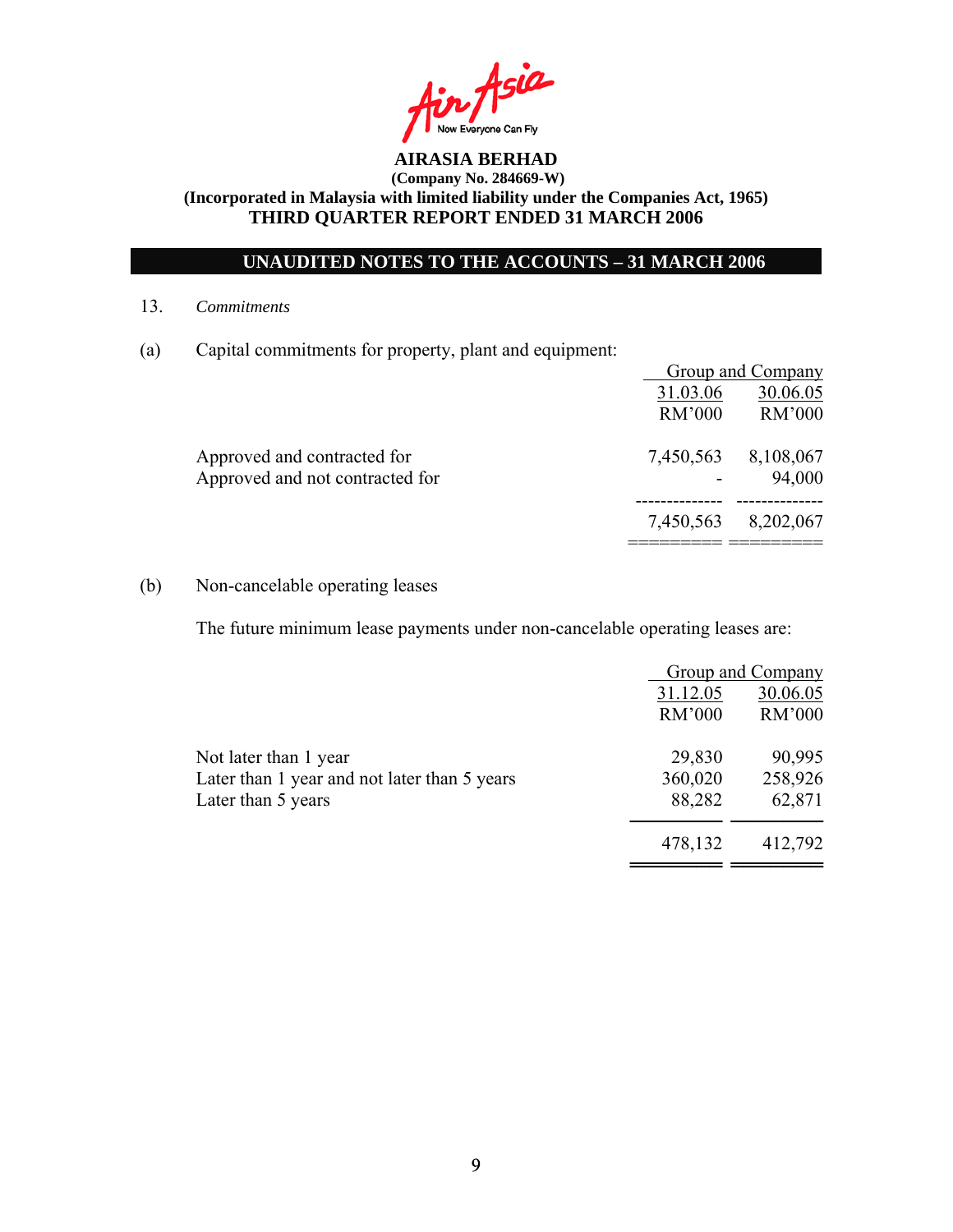**AIRASIA BERHAD**
**(Company No. 284669-W)**
**(Incorporated in Malaysia with limited liability under the Companies Act, 1965)**
**THIRD QUARTER REPORT ENDED 31 MARCH 2006**

## UNAUDITED NOTES TO THE ACCOUNTS – 31 MARCH 2006

13. *Commitments*

(a) Capital commitments for property, plant and equipment:

| | Group and Company | |
|---|---|---|
| | 31.03.06 | 30.06.05 |
| | RM'000 | RM'000 |
| Approved and contracted for | 7,450,563 | 8,108,067 |
| Approved and not contracted for | - | 94,000 |
| | 7,450,563 | 8,202,067 |

(b) Non-cancelable operating leases

The future minimum lease payments under non-cancelable operating leases are:

| | Group and Company | |
|---|---|---|
| | 31.12.05 | 30.06.05 |
| | RM'000 | RM'000 |
| Not later than 1 year | 29,830 | 90,995 |
| Later than 1 year and not later than 5 years | 360,020 | 258,926 |
| Later than 5 years | 88,282 | 62,871 |
| | 478,132 | 412,792 |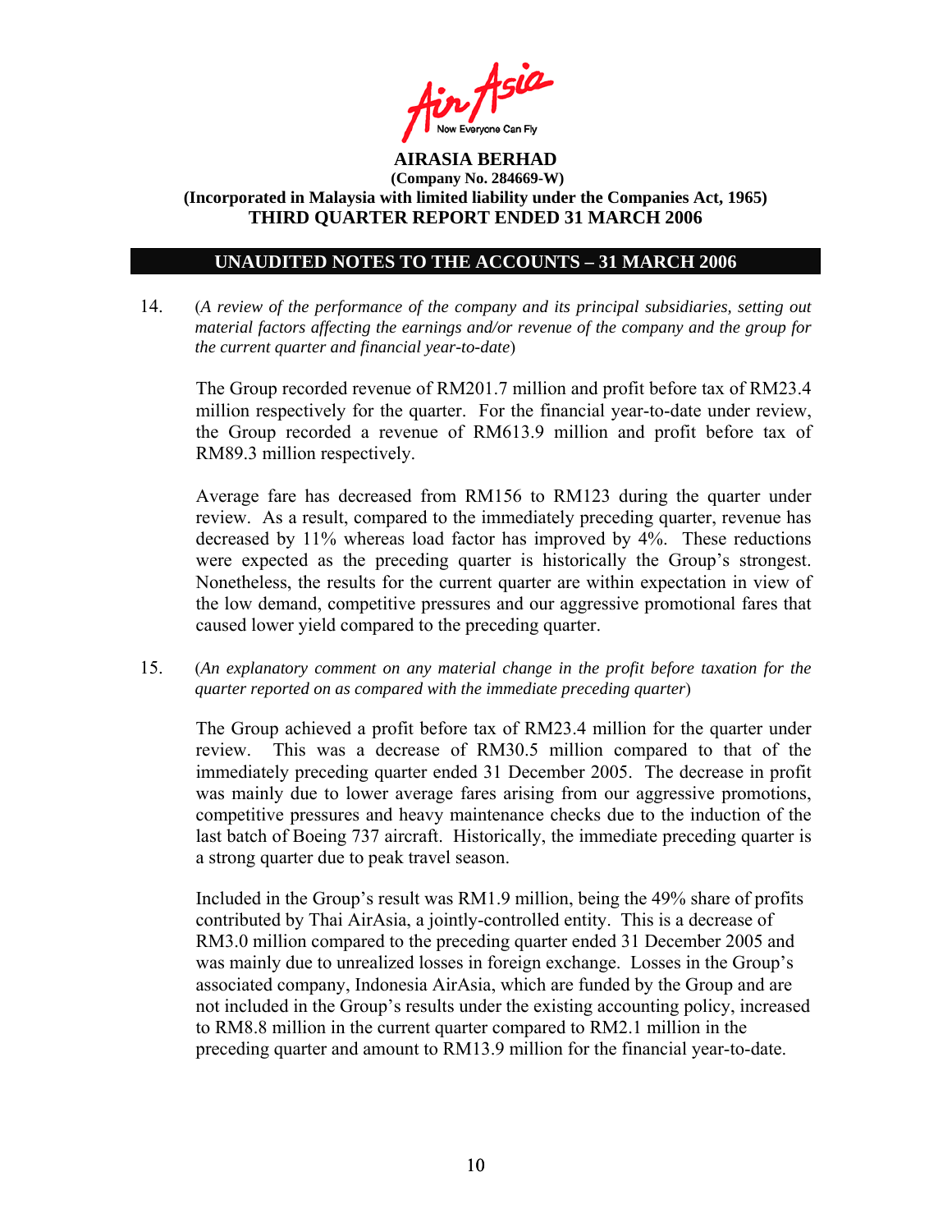**AIRASIA BERHAD**
**(Company No. 284669-W)**
**(Incorporated in Malaysia with limited liability under the Companies Act, 1965)**
**THIRD QUARTER REPORT ENDED 31 MARCH 2006**

## UNAUDITED NOTES TO THE ACCOUNTS – 31 MARCH 2006

14. (*A review of the performance of the company and its principal subsidiaries, setting out material factors affecting the earnings and/or revenue of the company and the group for the current quarter and financial year-to-date*)

The Group recorded revenue of RM201.7 million and profit before tax of RM23.4 million respectively for the quarter. For the financial year-to-date under review, the Group recorded a revenue of RM613.9 million and profit before tax of RM89.3 million respectively.

Average fare has decreased from RM156 to RM123 during the quarter under review. As a result, compared to the immediately preceding quarter, revenue has decreased by 11% whereas load factor has improved by 4%. These reductions were expected as the preceding quarter is historically the Group's strongest. Nonetheless, the results for the current quarter are within expectation in view of the low demand, competitive pressures and our aggressive promotional fares that caused lower yield compared to the preceding quarter.

15. (*An explanatory comment on any material change in the profit before taxation for the quarter reported on as compared with the immediate preceding quarter*)

The Group achieved a profit before tax of RM23.4 million for the quarter under review. This was a decrease of RM30.5 million compared to that of the immediately preceding quarter ended 31 December 2005. The decrease in profit was mainly due to lower average fares arising from our aggressive promotions, competitive pressures and heavy maintenance checks due to the induction of the last batch of Boeing 737 aircraft. Historically, the immediate preceding quarter is a strong quarter due to peak travel season.

Included in the Group's result was RM1.9 million, being the 49% share of profits contributed by Thai AirAsia, a jointly-controlled entity. This is a decrease of RM3.0 million compared to the preceding quarter ended 31 December 2005 and was mainly due to unrealized losses in foreign exchange. Losses in the Group's associated company, Indonesia AirAsia, which are funded by the Group and are not included in the Group's results under the existing accounting policy, increased to RM8.8 million in the current quarter compared to RM2.1 million in the preceding quarter and amount to RM13.9 million for the financial year-to-date.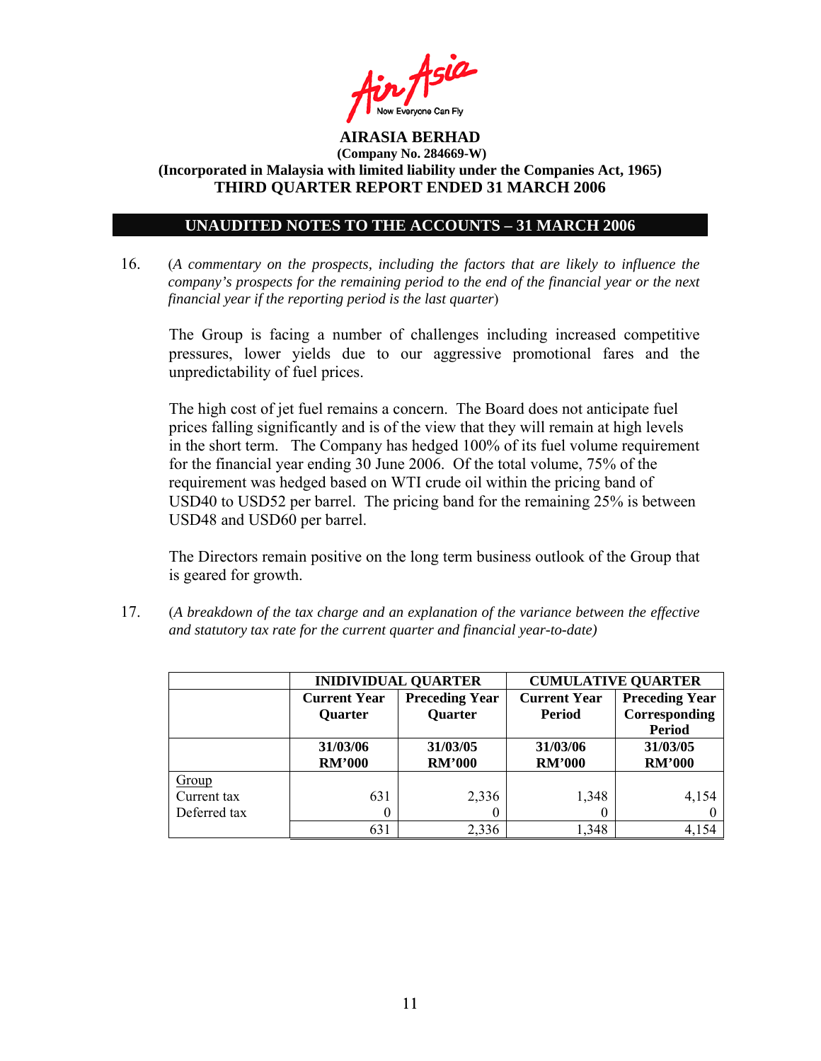**AIRASIA BERHAD**
**(Company No. 284669-W)**
**(Incorporated in Malaysia with limited liability under the Companies Act, 1965)**
**THIRD QUARTER REPORT ENDED 31 MARCH 2006**

## UNAUDITED NOTES TO THE ACCOUNTS – 31 MARCH 2006

16. (*A commentary on the prospects, including the factors that are likely to influence the company's prospects for the remaining period to the end of the financial year or the next financial year if the reporting period is the last quarter*)

The Group is facing a number of challenges including increased competitive pressures, lower yields due to our aggressive promotional fares and the unpredictability of fuel prices.

The high cost of jet fuel remains a concern. The Board does not anticipate fuel prices falling significantly and is of the view that they will remain at high levels in the short term. The Company has hedged 100% of its fuel volume requirement for the financial year ending 30 June 2006. Of the total volume, 75% of the requirement was hedged based on WTI crude oil within the pricing band of USD40 to USD52 per barrel. The pricing band for the remaining 25% is between USD48 and USD60 per barrel.

The Directors remain positive on the long term business outlook of the Group that is geared for growth.

17. (*A breakdown of the tax charge and an explanation of the variance between the effective and statutory tax rate for the current quarter and financial year-to-date)*

| | **INIDIVIDUAL QUARTER** | | **CUMULATIVE QUARTER** | |
|---|---|---|---|---|
| | **Current Year Quarter** | **Preceding Year Quarter** | **Current Year Period** | **Preceding Year Corresponding Period** |
| | **31/03/06 RM'000** | **31/03/05 RM'000** | **31/03/06 RM'000** | **31/03/05 RM'000** |
| Group | | | | |
| Current tax | 631 | 2,336 | 1,348 | 4,154 |
| Deferred tax | 0 | 0 | 0 | 0 |
| | 631 | 2,336 | 1,348 | 4,154 |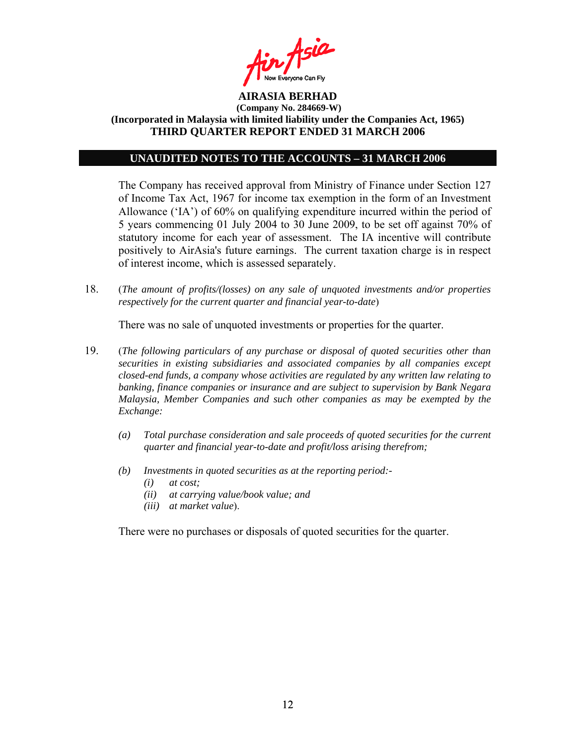**AIRASIA BERHAD**
**(Company No. 284669-W)**
**(Incorporated in Malaysia with limited liability under the Companies Act, 1965)**
**THIRD QUARTER REPORT ENDED 31 MARCH 2006**

## UNAUDITED NOTES TO THE ACCOUNTS – 31 MARCH 2006

The Company has received approval from Ministry of Finance under Section 127 of Income Tax Act, 1967 for income tax exemption in the form of an Investment Allowance ('IA') of 60% on qualifying expenditure incurred within the period of 5 years commencing 01 July 2004 to 30 June 2009, to be set off against 70% of statutory income for each year of assessment. The IA incentive will contribute positively to AirAsia's future earnings. The current taxation charge is in respect of interest income, which is assessed separately.

18. (*The amount of profits/(losses) on any sale of unquoted investments and/or properties respectively for the current quarter and financial year-to-date*)

    There was no sale of unquoted investments or properties for the quarter.

19. (*The following particulars of any purchase or disposal of quoted securities other than securities in existing subsidiaries and associated companies by all companies except closed-end funds, a company whose activities are regulated by any written law relating to banking, finance companies or insurance and are subject to supervision by Bank Negara Malaysia, Member Companies and such other companies as may be exempted by the Exchange:*

    *(a) Total purchase consideration and sale proceeds of quoted securities for the current quarter and financial year-to-date and profit/loss arising therefrom;*

    *(b) Investments in quoted securities as at the reporting period:-*
    *(i) at cost;*
    *(ii) at carrying value/book value; and*
    *(iii) at market value*).

    There were no purchases or disposals of quoted securities for the quarter.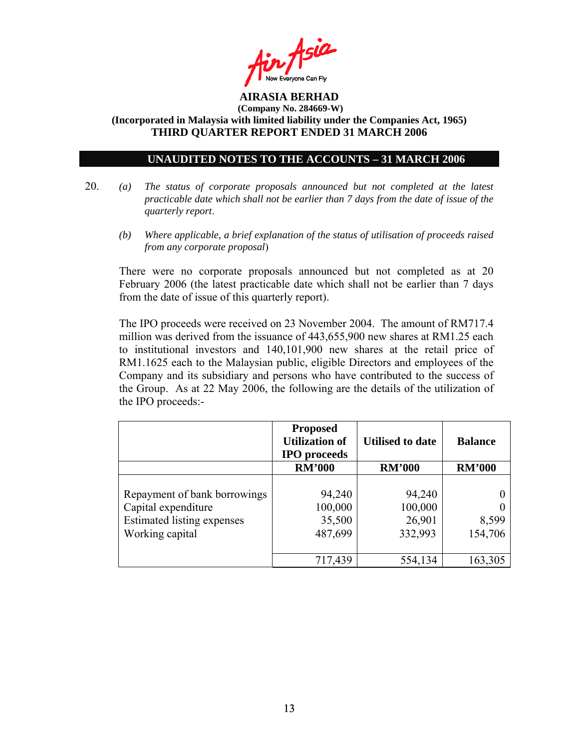**AIRASIA BERHAD**
**(Company No. 284669-W)**
**(Incorporated in Malaysia with limited liability under the Companies Act, 1965)**
**THIRD QUARTER REPORT ENDED 31 MARCH 2006**

## UNAUDITED NOTES TO THE ACCOUNTS – 31 MARCH 2006

20. *(a) The status of corporate proposals announced but not completed at the latest practicable date which shall not be earlier than 7 days from the date of issue of the quarterly report*.

    *(b) Where applicable, a brief explanation of the status of utilisation of proceeds raised from any corporate proposal*)

There were no corporate proposals announced but not completed as at 20 February 2006 (the latest practicable date which shall not be earlier than 7 days from the date of issue of this quarterly report).

The IPO proceeds were received on 23 November 2004. The amount of RM717.4 million was derived from the issuance of 443,655,900 new shares at RM1.25 each to institutional investors and 140,101,900 new shares at the retail price of RM1.1625 each to the Malaysian public, eligible Directors and employees of the Company and its subsidiary and persons who have contributed to the success of the Group. As at 22 May 2006, the following are the details of the utilization of the IPO proceeds:-

| | Proposed Utilization of IPO proceeds | Utilised to date | Balance |
|---|---|---|---|
| | **RM'000** | **RM'000** | **RM'000** |
| Repayment of bank borrowings | 94,240 | 94,240 | 0 |
| Capital expenditure | 100,000 | 100,000 | 0 |
| Estimated listing expenses | 35,500 | 26,901 | 8,599 |
| Working capital | 487,699 | 332,993 | 154,706 |
| | 717,439 | 554,134 | 163,305 |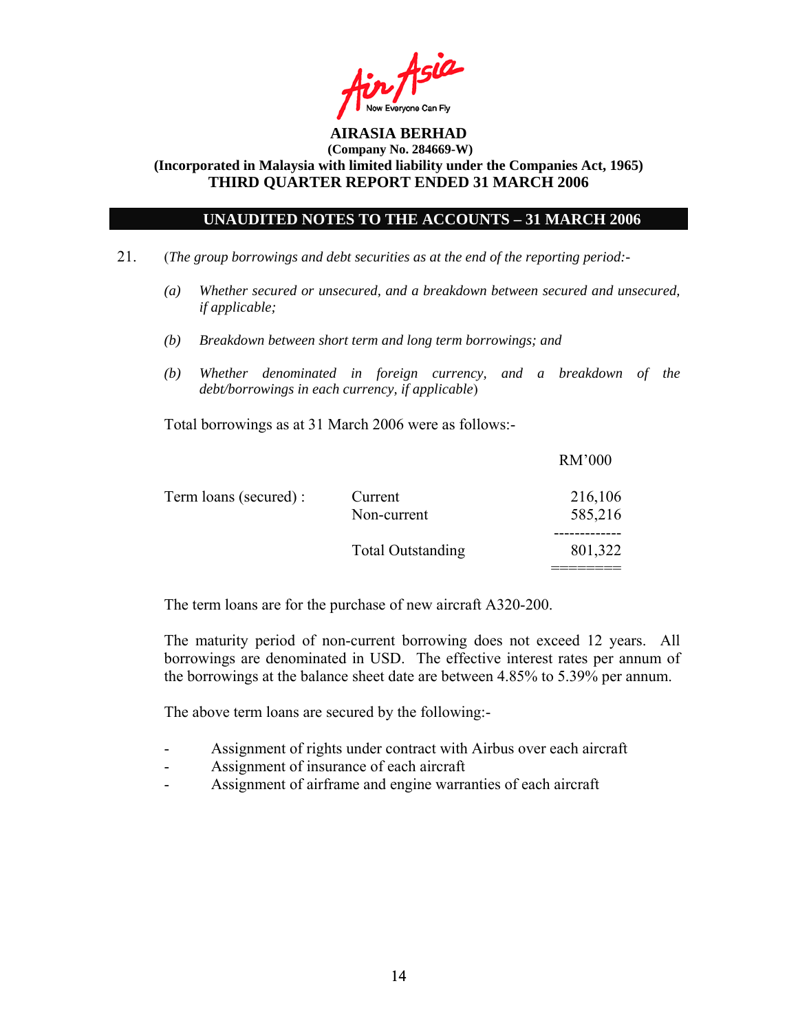**AIRASIA BERHAD**
**(Company No. 284669-W)**
**(Incorporated in Malaysia with limited liability under the Companies Act, 1965)**
**THIRD QUARTER REPORT ENDED 31 MARCH 2006**

## UNAUDITED NOTES TO THE ACCOUNTS – 31 MARCH 2006

21. (*The group borrowings and debt securities as at the end of the reporting period:-*

    *(a) Whether secured or unsecured, and a breakdown between secured and unsecured, if applicable;*

    *(b) Breakdown between short term and long term borrowings; and*

    *(b) Whether denominated in foreign currency, and a breakdown of the debt/borrowings in each currency, if applicable*)

    Total borrowings as at 31 March 2006 were as follows:-

| | | RM'000 |
|---|---|---|
| Term loans (secured) : | Current | 216,106 |
| | Non-current | 585,216 |
| | Total Outstanding | 801,322 |

The term loans are for the purchase of new aircraft A320-200.

The maturity period of non-current borrowing does not exceed 12 years. All borrowings are denominated in USD. The effective interest rates per annum of the borrowings at the balance sheet date are between 4.85% to 5.39% per annum.

The above term loans are secured by the following:-

- Assignment of rights under contract with Airbus over each aircraft
- Assignment of insurance of each aircraft
- Assignment of airframe and engine warranties of each aircraft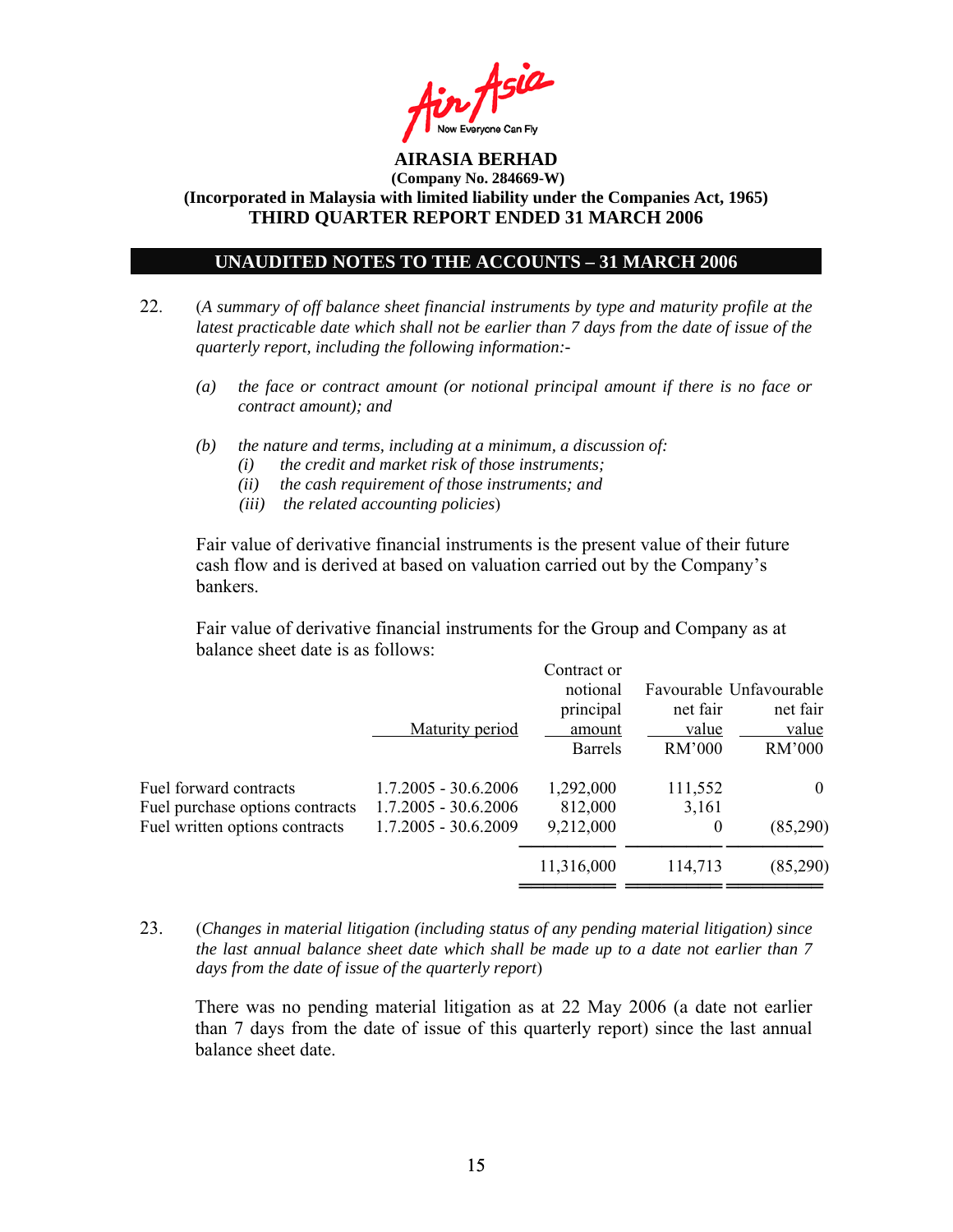**AIRASIA BERHAD**

**(Company No. 284669-W)**

**(Incorporated in Malaysia with limited liability under the Companies Act, 1965)**

**THIRD QUARTER REPORT ENDED 31 MARCH 2006**

## UNAUDITED NOTES TO THE ACCOUNTS – 31 MARCH 2006

22. (*A summary of off balance sheet financial instruments by type and maturity profile at the latest practicable date which shall not be earlier than 7 days from the date of issue of the quarterly report, including the following information:-*

   *(a) the face or contract amount (or notional principal amount if there is no face or contract amount); and*

   *(b) the nature and terms, including at a minimum, a discussion of:*
   *(i) the credit and market risk of those instruments;*
   *(ii) the cash requirement of those instruments; and*
   *(iii) the related accounting policies*)

   Fair value of derivative financial instruments is the present value of their future cash flow and is derived at based on valuation carried out by the Company's bankers.

   Fair value of derivative financial instruments for the Group and Company as at balance sheet date is as follows:

| | Maturity period | Contract or notional principal amount | Favourable net fair value | Unfavourable net fair value |
|---|---|---|---|---|
| | | Barrels | RM'000 | RM'000 |
| Fuel forward contracts | 1.7.2005 - 30.6.2006 | 1,292,000 | 111,552 | 0 |
| Fuel purchase options contracts | 1.7.2005 - 30.6.2006 | 812,000 | 3,161 | |
| Fuel written options contracts | 1.7.2005 - 30.6.2009 | 9,212,000 | 0 | (85,290) |
| | | 11,316,000 | 114,713 | (85,290) |

23. (*Changes in material litigation (including status of any pending material litigation) since the last annual balance sheet date which shall be made up to a date not earlier than 7 days from the date of issue of the quarterly report*)

   There was no pending material litigation as at 22 May 2006 (a date not earlier than 7 days from the date of issue of this quarterly report) since the last annual balance sheet date.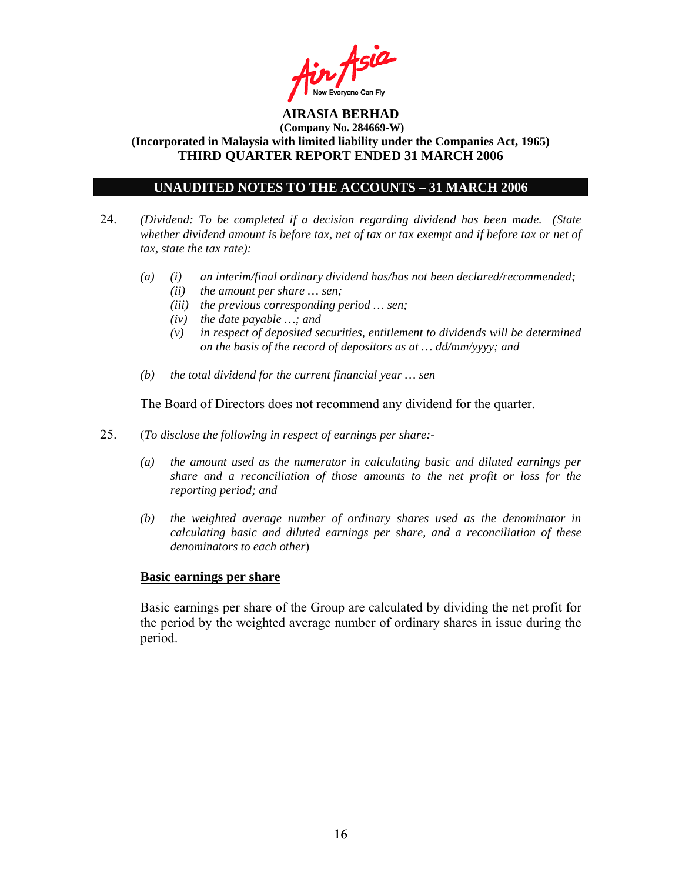**AIRASIA BERHAD**
**(Company No. 284669-W)**
**(Incorporated in Malaysia with limited liability under the Companies Act, 1965)**
**THIRD QUARTER REPORT ENDED 31 MARCH 2006**

**UNAUDITED NOTES TO THE ACCOUNTS – 31 MARCH 2006**

24. *(Dividend: To be completed if a decision regarding dividend has been made. (State whether dividend amount is before tax, net of tax or tax exempt and if before tax or net of tax, state the tax rate):*

    *(a)* *(i)* *an interim/final ordinary dividend has/has not been declared/recommended;*
    *(ii)* *the amount per share … sen;*
    *(iii)* *the previous corresponding period … sen;*
    *(iv)* *the date payable …; and*
    *(v)* *in respect of deposited securities, entitlement to dividends will be determined on the basis of the record of depositors as at … dd/mm/yyyy; and*

    *(b)* *the total dividend for the current financial year … sen*

    The Board of Directors does not recommend any dividend for the quarter.

25. (*To disclose the following in respect of earnings per share:-*

    *(a)* *the amount used as the numerator in calculating basic and diluted earnings per share and a reconciliation of those amounts to the net profit or loss for the reporting period; and*

    *(b)* *the weighted average number of ordinary shares used as the denominator in calculating basic and diluted earnings per share, and a reconciliation of these denominators to each other*)

    **<u>Basic earnings per share</u>**

    Basic earnings per share of the Group are calculated by dividing the net profit for the period by the weighted average number of ordinary shares in issue during the period.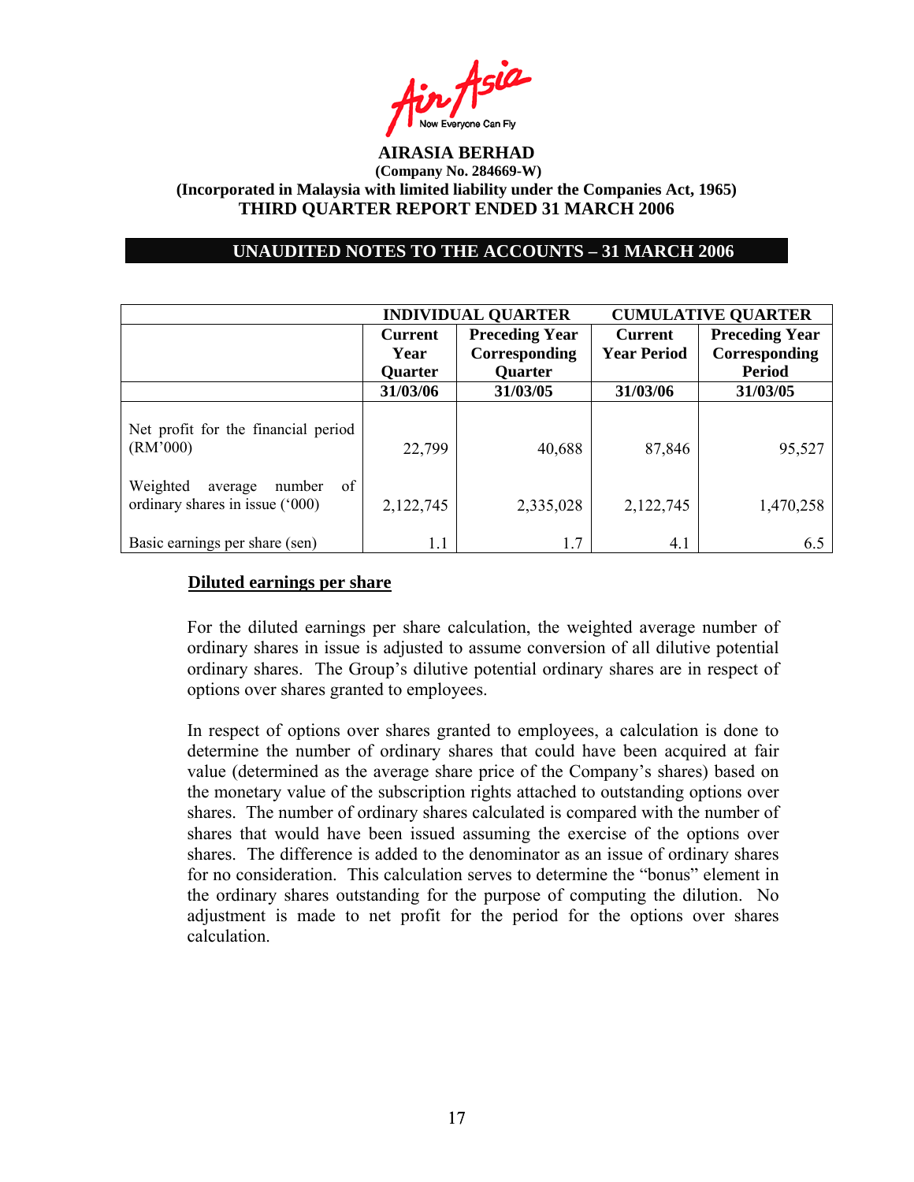**AIRASIA BERHAD**
**(Company No. 284669-W)**
**(Incorporated in Malaysia with limited liability under the Companies Act, 1965)**
**THIRD QUARTER REPORT ENDED 31 MARCH 2006**

## UNAUDITED NOTES TO THE ACCOUNTS – 31 MARCH 2006

| | INDIVIDUAL QUARTER | | CUMULATIVE QUARTER | |
|---|---|---|---|---|
| | Current Year Quarter | Preceding Year Corresponding Quarter | Current Year Period | Preceding Year Corresponding Period |
| | 31/03/06 | 31/03/05 | 31/03/06 | 31/03/05 |
| Net profit for the financial period (RM'000) | 22,799 | 40,688 | 87,846 | 95,527 |
| Weighted average number of ordinary shares in issue ('000) | 2,122,745 | 2,335,028 | 2,122,745 | 1,470,258 |
| Basic earnings per share (sen) | 1.1 | 1.7 | 4.1 | 6.5 |

**Diluted earnings per share**

For the diluted earnings per share calculation, the weighted average number of ordinary shares in issue is adjusted to assume conversion of all dilutive potential ordinary shares. The Group's dilutive potential ordinary shares are in respect of options over shares granted to employees.

In respect of options over shares granted to employees, a calculation is done to determine the number of ordinary shares that could have been acquired at fair value (determined as the average share price of the Company's shares) based on the monetary value of the subscription rights attached to outstanding options over shares. The number of ordinary shares calculated is compared with the number of shares that would have been issued assuming the exercise of the options over shares. The difference is added to the denominator as an issue of ordinary shares for no consideration. This calculation serves to determine the "bonus" element in the ordinary shares outstanding for the purpose of computing the dilution. No adjustment is made to net profit for the period for the options over shares calculation.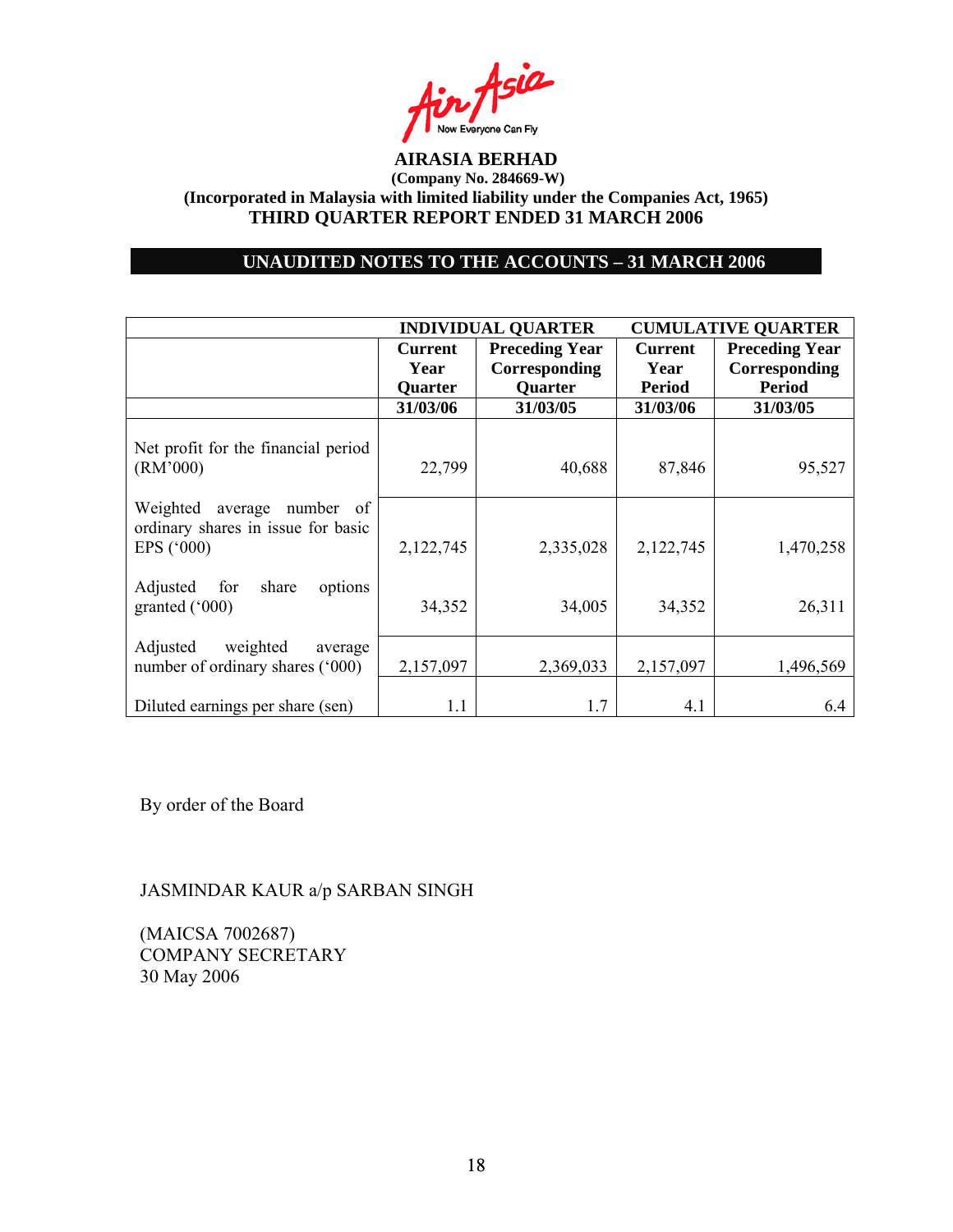**AIRASIA BERHAD**
**(Company No. 284669-W)**
**(Incorporated in Malaysia with limited liability under the Companies Act, 1965)**
**THIRD QUARTER REPORT ENDED 31 MARCH 2006**

## UNAUDITED NOTES TO THE ACCOUNTS – 31 MARCH 2006

| | INDIVIDUAL QUARTER | | CUMULATIVE QUARTER | |
|---|---|---|---|---|
| | Current Year Quarter | Preceding Year Corresponding Quarter | Current Year Period | Preceding Year Corresponding Period |
| | 31/03/06 | 31/03/05 | 31/03/06 | 31/03/05 |
| Net profit for the financial period (RM'000) | 22,799 | 40,688 | 87,846 | 95,527 |
| Weighted average number of ordinary shares in issue for basic EPS ('000) | 2,122,745 | 2,335,028 | 2,122,745 | 1,470,258 |
| Adjusted for share options granted ('000) | 34,352 | 34,005 | 34,352 | 26,311 |
| Adjusted weighted average number of ordinary shares ('000) | 2,157,097 | 2,369,033 | 2,157,097 | 1,496,569 |
| Diluted earnings per share (sen) | 1.1 | 1.7 | 4.1 | 6.4 |

By order of the Board

JASMINDAR KAUR a/p SARBAN SINGH

(MAICSA 7002687)
COMPANY SECRETARY
30 May 2006